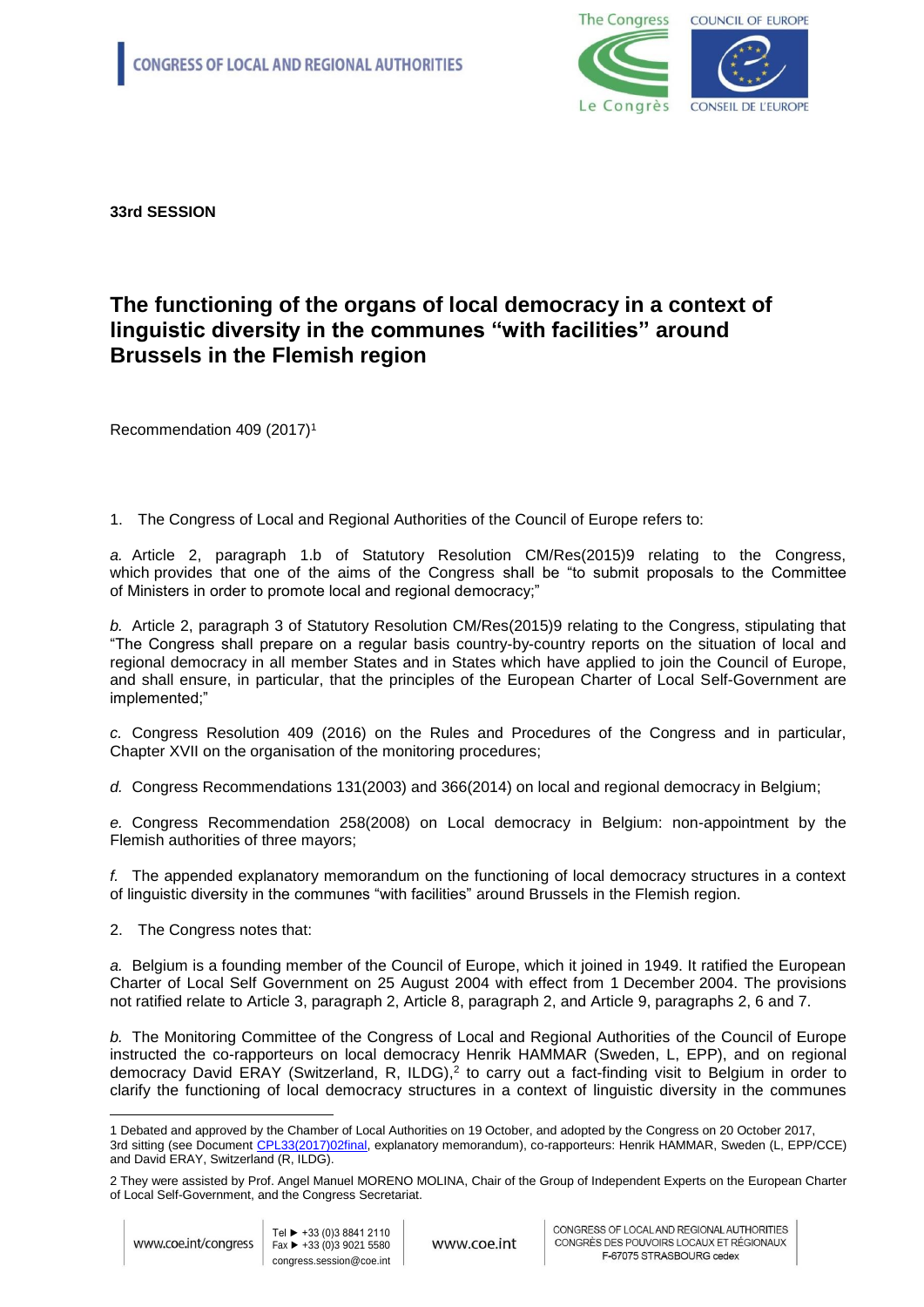**33rd SESSION**

# The functioning of the organs of local democracy in a context of linguistic diversity in the communes "with facilities" around Brussels in the Flemish region

Recommendation 409 (2017)[1]

1. The Congress of Local and Regional Authorities of the Council of Europe refers to:

*a.* Article 2, paragraph 1.b of Statutory Resolution CM/Res(2015)9 relating to the Congress, which provides that one of the aims of the Congress shall be "to submit proposals to the Committee of Ministers in order to promote local and regional democracy;"

*b.* Article 2, paragraph 3 of Statutory Resolution CM/Res(2015)9 relating to the Congress, stipulating that "The Congress shall prepare on a regular basis country-by-country reports on the situation of local and regional democracy in all member States and in States which have applied to join the Council of Europe, and shall ensure, in particular, that the principles of the European Charter of Local Self-Government are implemented;"

*c.* Congress Resolution 409 (2016) on the Rules and Procedures of the Congress and in particular, Chapter XVII on the organisation of the monitoring procedures;

*d.* Congress Recommendations 131(2003) and 366(2014) on local and regional democracy in Belgium;

*e.* Congress Recommendation 258(2008) on Local democracy in Belgium: non-appointment by the Flemish authorities of three mayors;

*f.* The appended explanatory memorandum on the functioning of local democracy structures in a context of linguistic diversity in the communes "with facilities" around Brussels in the Flemish region.

2. The Congress notes that:

*a.* Belgium is a founding member of the Council of Europe, which it joined in 1949. It ratified the European Charter of Local Self Government on 25 August 2004 with effect from 1 December 2004. The provisions not ratified relate to Article 3, paragraph 2, Article 8, paragraph 2, and Article 9, paragraphs 2, 6 and 7.

*b.* The Monitoring Committee of the Congress of Local and Regional Authorities of the Council of Europe instructed the co-rapporteurs on local democracy Henrik HAMMAR (Sweden, L, EPP), and on regional democracy David ERAY (Switzerland, R, ILDG),[2] to carry out a fact-finding visit to Belgium in order to clarify the functioning of local democracy structures in a context of linguistic diversity in the communes

---

[1] Debated and approved by the Chamber of Local Authorities on 19 October, and adopted by the Congress on 20 October 2017, 3rd sitting (see Document CPL33(2017)02final, explanatory memorandum), co-rapporteurs: Henrik HAMMAR, Sweden (L, EPP/CCE) and David ERAY, Switzerland (R, ILDG).

[2] They were assisted by Prof. Angel Manuel MORENO MOLINA, Chair of the Group of Independent Experts on the European Charter of Local Self-Government, and the Congress Secretariat.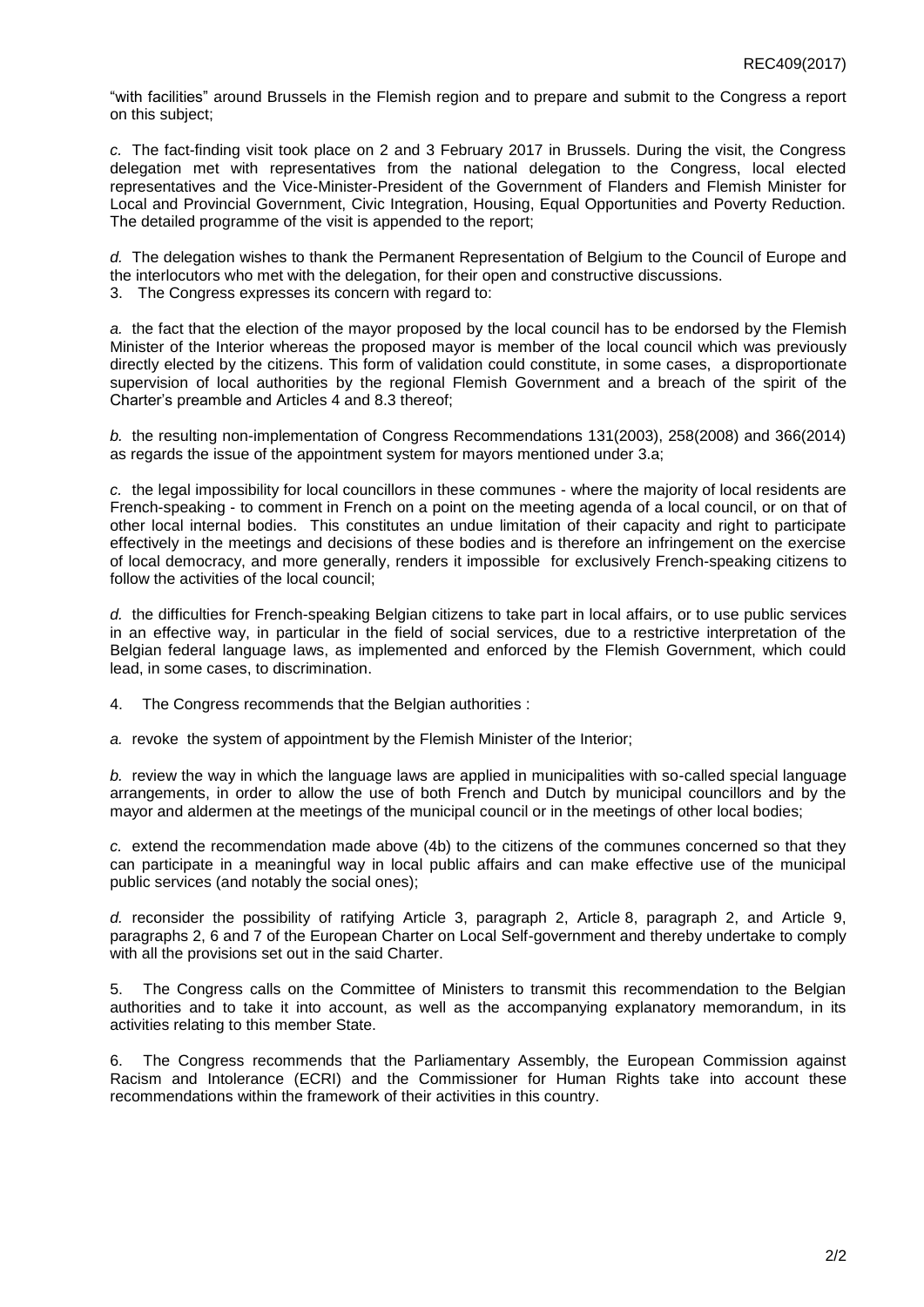"with facilities" around Brussels in the Flemish region and to prepare and submit to the Congress a report on this subject;

*c.* The fact-finding visit took place on 2 and 3 February 2017 in Brussels. During the visit, the Congress delegation met with representatives from the national delegation to the Congress, local elected representatives and the Vice-Minister-President of the Government of Flanders and Flemish Minister for Local and Provincial Government, Civic Integration, Housing, Equal Opportunities and Poverty Reduction. The detailed programme of the visit is appended to the report;

*d.* The delegation wishes to thank the Permanent Representation of Belgium to the Council of Europe and the interlocutors who met with the delegation, for their open and constructive discussions.

3. The Congress expresses its concern with regard to:

*a.* the fact that the election of the mayor proposed by the local council has to be endorsed by the Flemish Minister of the Interior whereas the proposed mayor is member of the local council which was previously directly elected by the citizens. This form of validation could constitute, in some cases, a disproportionate supervision of local authorities by the regional Flemish Government and a breach of the spirit of the Charter's preamble and Articles 4 and 8.3 thereof;

*b.* the resulting non-implementation of Congress Recommendations 131(2003), 258(2008) and 366(2014) as regards the issue of the appointment system for mayors mentioned under 3.a;

*c.* the legal impossibility for local councillors in these communes - where the majority of local residents are French-speaking - to comment in French on a point on the meeting agenda of a local council, or on that of other local internal bodies. This constitutes an undue limitation of their capacity and right to participate effectively in the meetings and decisions of these bodies and is therefore an infringement on the exercise of local democracy, and more generally, renders it impossible for exclusively French-speaking citizens to follow the activities of the local council;

*d.* the difficulties for French-speaking Belgian citizens to take part in local affairs, or to use public services in an effective way, in particular in the field of social services, due to a restrictive interpretation of the Belgian federal language laws, as implemented and enforced by the Flemish Government, which could lead, in some cases, to discrimination.

4. The Congress recommends that the Belgian authorities :

*a.* revoke the system of appointment by the Flemish Minister of the Interior;

*b.* review the way in which the language laws are applied in municipalities with so-called special language arrangements, in order to allow the use of both French and Dutch by municipal councillors and by the mayor and aldermen at the meetings of the municipal council or in the meetings of other local bodies;

*c.* extend the recommendation made above (4b) to the citizens of the communes concerned so that they can participate in a meaningful way in local public affairs and can make effective use of the municipal public services (and notably the social ones);

*d.* reconsider the possibility of ratifying Article 3, paragraph 2, Article 8, paragraph 2, and Article 9, paragraphs 2, 6 and 7 of the European Charter on Local Self-government and thereby undertake to comply with all the provisions set out in the said Charter.

5. The Congress calls on the Committee of Ministers to transmit this recommendation to the Belgian authorities and to take it into account, as well as the accompanying explanatory memorandum, in its activities relating to this member State.

6. The Congress recommends that the Parliamentary Assembly, the European Commission against Racism and Intolerance (ECRI) and the Commissioner for Human Rights take into account these recommendations within the framework of their activities in this country.